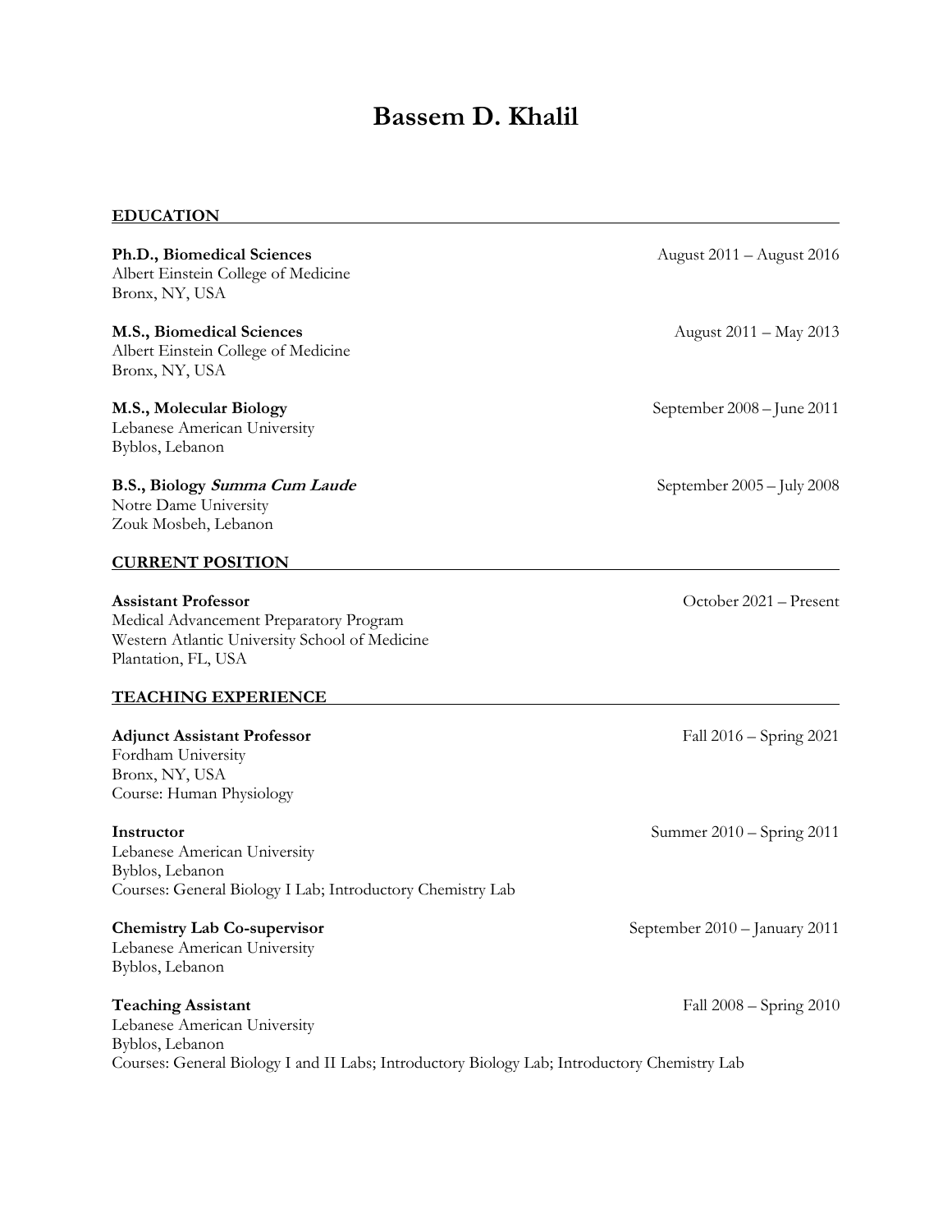# Bassem D. Khalil

## EDUCATION

**Ph.D., Biomedical Sciences** — August 2011 – August 2016
Albert Einstein College of Medicine
Bronx, NY, USA

**M.S., Biomedical Sciences** — August 2011 – May 2013
Albert Einstein College of Medicine
Bronx, NY, USA

**M.S., Molecular Biology** — September 2008 – June 2011
Lebanese American University
Byblos, Lebanon

**B.S., Biology *Summa Cum Laude*** — September 2005 – July 2008
Notre Dame University
Zouk Mosbeh, Lebanon

## CURRENT POSITION

**Assistant Professor** — October 2021 – Present
Medical Advancement Preparatory Program
Western Atlantic University School of Medicine
Plantation, FL, USA

## TEACHING EXPERIENCE

**Adjunct Assistant Professor** — Fall 2016 – Spring 2021
Fordham University
Bronx, NY, USA
Course: Human Physiology

**Instructor** — Summer 2010 – Spring 2011
Lebanese American University
Byblos, Lebanon
Courses: General Biology I Lab; Introductory Chemistry Lab

**Chemistry Lab Co-supervisor** — September 2010 – January 2011
Lebanese American University
Byblos, Lebanon

**Teaching Assistant** — Fall 2008 – Spring 2010
Lebanese American University
Byblos, Lebanon
Courses: General Biology I and II Labs; Introductory Biology Lab; Introductory Chemistry Lab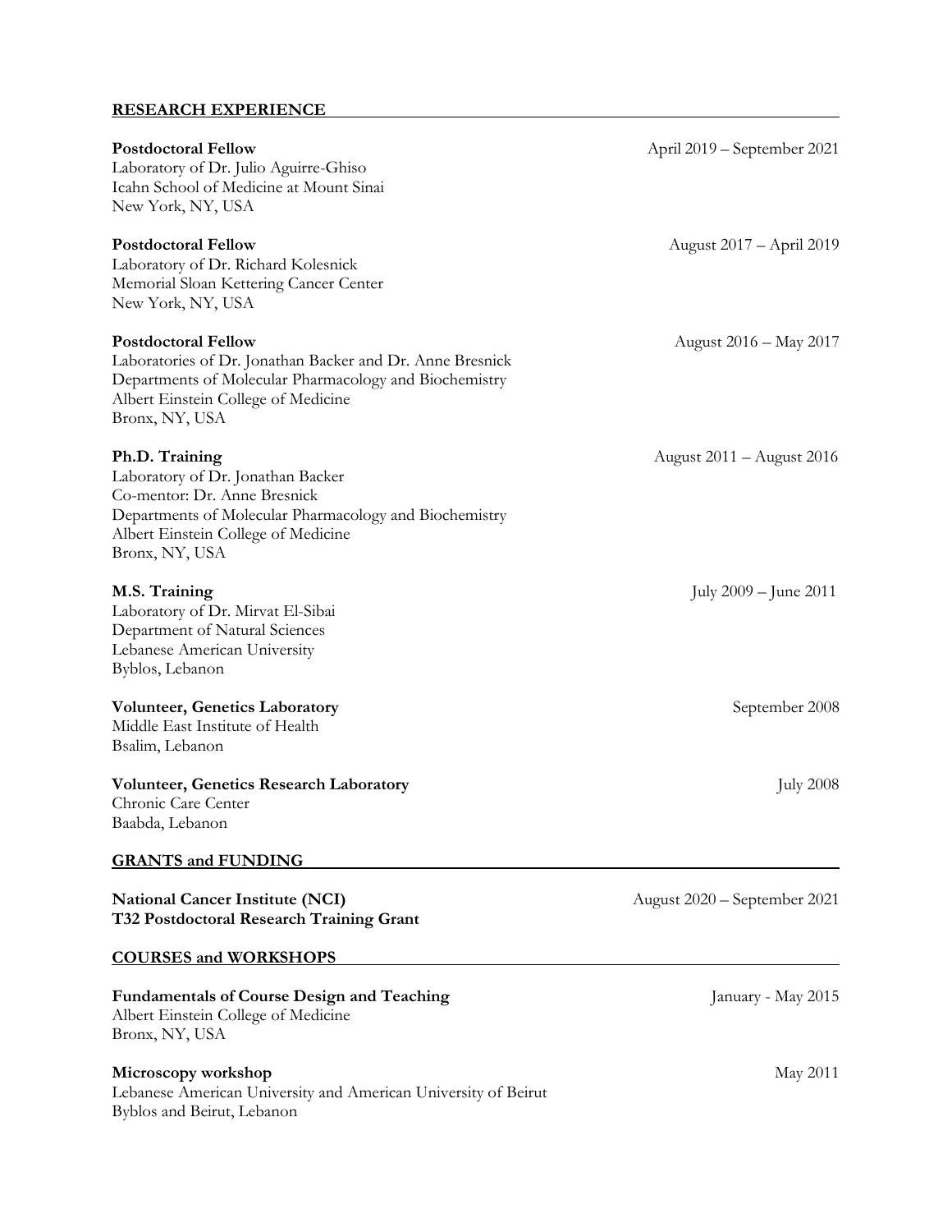## RESEARCH EXPERIENCE

**Postdoctoral Fellow** April 2019 – September 2021
Laboratory of Dr. Julio Aguirre-Ghiso
Icahn School of Medicine at Mount Sinai
New York, NY, USA

**Postdoctoral Fellow** August 2017 – April 2019
Laboratory of Dr. Richard Kolesnick
Memorial Sloan Kettering Cancer Center
New York, NY, USA

**Postdoctoral Fellow** August 2016 – May 2017
Laboratories of Dr. Jonathan Backer and Dr. Anne Bresnick
Departments of Molecular Pharmacology and Biochemistry
Albert Einstein College of Medicine
Bronx, NY, USA

**Ph.D. Training** August 2011 – August 2016
Laboratory of Dr. Jonathan Backer
Co-mentor: Dr. Anne Bresnick
Departments of Molecular Pharmacology and Biochemistry
Albert Einstein College of Medicine
Bronx, NY, USA

**M.S. Training** July 2009 – June 2011
Laboratory of Dr. Mirvat El-Sibai
Department of Natural Sciences
Lebanese American University
Byblos, Lebanon

**Volunteer, Genetics Laboratory** September 2008
Middle East Institute of Health
Bsalim, Lebanon

**Volunteer, Genetics Research Laboratory** July 2008
Chronic Care Center
Baabda, Lebanon

## GRANTS and FUNDING

**National Cancer Institute (NCI)** August 2020 – September 2021
**T32 Postdoctoral Research Training Grant**

## COURSES and WORKSHOPS

**Fundamentals of Course Design and Teaching** January - May 2015
Albert Einstein College of Medicine
Bronx, NY, USA

**Microscopy workshop** May 2011
Lebanese American University and American University of Beirut
Byblos and Beirut, Lebanon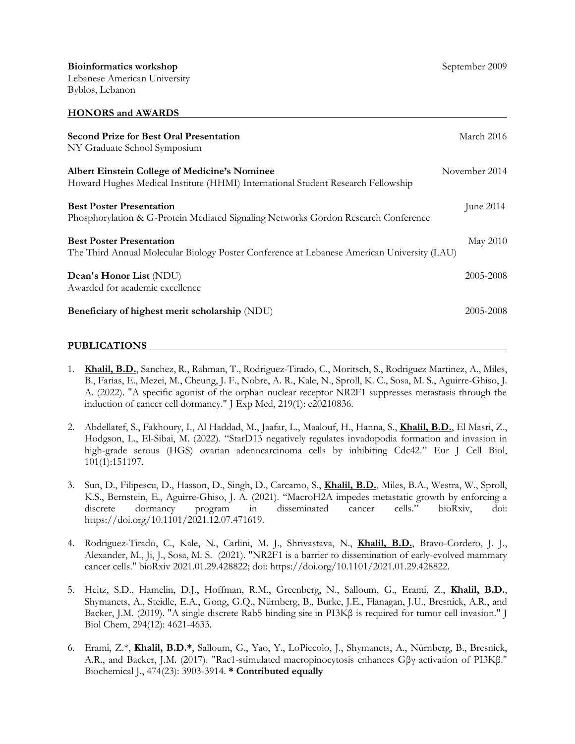**Bioinformatics workshop** September 2009
Lebanese American University
Byblos, Lebanon

## HONORS and AWARDS

**Second Prize for Best Oral Presentation** March 2016
NY Graduate School Symposium

**Albert Einstein College of Medicine's Nominee** November 2014
Howard Hughes Medical Institute (HHMI) International Student Research Fellowship

**Best Poster Presentation** June 2014
Phosphorylation & G-Protein Mediated Signaling Networks Gordon Research Conference

**Best Poster Presentation** May 2010
The Third Annual Molecular Biology Poster Conference at Lebanese American University (LAU)

**Dean's Honor List** (NDU) 2005-2008
Awarded for academic excellence

**Beneficiary of highest merit scholarship** (NDU) 2005-2008

## PUBLICATIONS

1. **Khalil, B.D.**, Sanchez, R., Rahman, T., Rodriguez-Tirado, C., Moritsch, S., Rodriguez Martinez, A., Miles, B., Farias, E., Mezei, M., Cheung, J. F., Nobre, A. R., Kale, N., Sproll, K. C., Sosa, M. S., Aguirre-Ghiso, J. A. (2022). "A specific agonist of the orphan nuclear receptor NR2F1 suppresses metastasis through the induction of cancer cell dormancy." J Exp Med, 219(1): e20210836.

2. Abdellatef, S., Fakhoury, I., Al Haddad, M., Jaafar, L., Maalouf, H., Hanna, S., **Khalil, B.D.**, El Masri, Z., Hodgson, L., El-Sibai, M. (2022). "StarD13 negatively regulates invadopodia formation and invasion in high-grade serous (HGS) ovarian adenocarcinoma cells by inhibiting Cdc42." Eur J Cell Biol, 101(1):151197.

3. Sun, D., Filipescu, D., Hasson, D., Singh, D., Carcamo, S., **Khalil, B.D.**, Miles, B.A., Westra, W., Sproll, K.S., Bernstein, E., Aguirre-Ghiso, J. A. (2021). "MacroH2A impedes metastatic growth by enforcing a discrete dormancy program in disseminated cancer cells." bioRxiv, doi: https://doi.org/10.1101/2021.12.07.471619.

4. Rodriguez-Tirado, C., Kale, N., Carlini, M. J., Shrivastava, N., **Khalil, B.D.**, Bravo-Cordero, J. J., Alexander, M., Ji, J., Sosa, M. S. (2021). "NR2F1 is a barrier to dissemination of early-evolved mammary cancer cells." bioRxiv 2021.01.29.428822; doi: https://doi.org/10.1101/2021.01.29.428822.

5. Heitz, S.D., Hamelin, D.J., Hoffman, R.M., Greenberg, N., Salloum, G., Erami, Z., **Khalil, B.D.**, Shymanets, A., Steidle, E.A., Gong, G.Q., Nürnberg, B., Burke, J.E., Flanagan, J.U., Bresnick, A.R., and Backer, J.M. (2019). "A single discrete Rab5 binding site in PI3Kβ is required for tumor cell invasion." J Biol Chem, 294(12): 4621-4633.

6. Erami, Z.*, **Khalil, B.D.***, Salloum, G., Yao, Y., LoPiccolo, J., Shymanets, A., Nürnberg, B., Bresnick, A.R., and Backer, J.M. (2017). "Rac1-stimulated macropinocytosis enhances Gβγ activation of PI3Kβ." Biochemical J., 474(23): 3903-3914. **\* Contributed equally**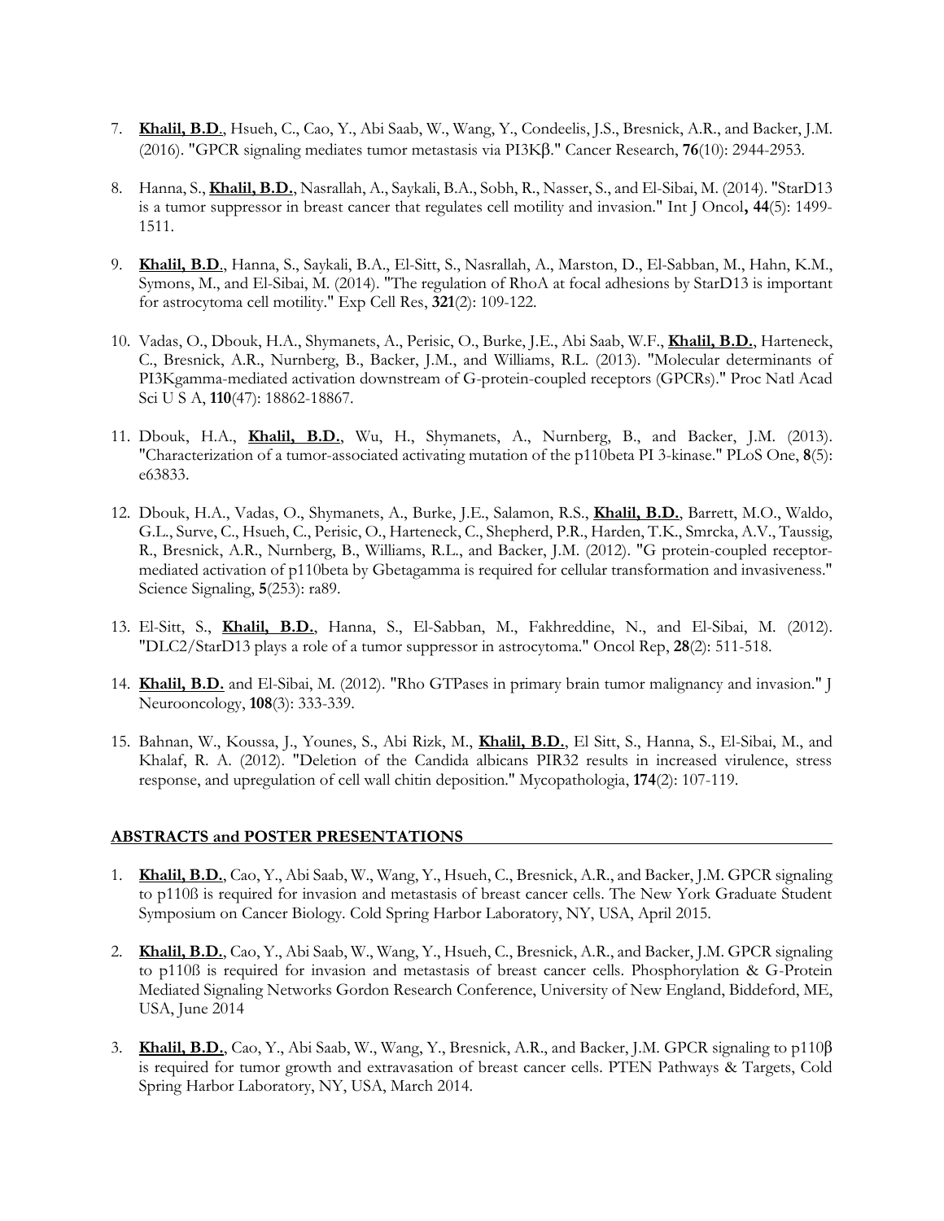7. **Khalil, B.D.**, Hsueh, C., Cao, Y., Abi Saab, W., Wang, Y., Condeelis, J.S., Bresnick, A.R., and Backer, J.M. (2016). "GPCR signaling mediates tumor metastasis via PI3Kβ." Cancer Research, **76**(10): 2944-2953.

8. Hanna, S., **Khalil, B.D.**, Nasrallah, A., Saykali, B.A., Sobh, R., Nasser, S., and El-Sibai, M. (2014). "StarD13 is a tumor suppressor in breast cancer that regulates cell motility and invasion." Int J Oncol**, 44**(5): 1499-1511.

9. **Khalil, B.D**., Hanna, S., Saykali, B.A., El-Sitt, S., Nasrallah, A., Marston, D., El-Sabban, M., Hahn, K.M., Symons, M., and El-Sibai, M. (2014). "The regulation of RhoA at focal adhesions by StarD13 is important for astrocytoma cell motility." Exp Cell Res, **321**(2): 109-122.

10. Vadas, O., Dbouk, H.A., Shymanets, A., Perisic, O., Burke, J.E., Abi Saab, W.F., **Khalil, B.D.**, Harteneck, C., Bresnick, A.R., Nurnberg, B., Backer, J.M., and Williams, R.L. (2013). "Molecular determinants of PI3Kgamma-mediated activation downstream of G-protein-coupled receptors (GPCRs)." Proc Natl Acad Sci U S A, **110**(47): 18862-18867.

11. Dbouk, H.A., **Khalil, B.D.**, Wu, H., Shymanets, A., Nurnberg, B., and Backer, J.M. (2013). "Characterization of a tumor-associated activating mutation of the p110beta PI 3-kinase." PLoS One, **8**(5): e63833.

12. Dbouk, H.A., Vadas, O., Shymanets, A., Burke, J.E., Salamon, R.S., **Khalil, B.D.**, Barrett, M.O., Waldo, G.L., Surve, C., Hsueh, C., Perisic, O., Harteneck, C., Shepherd, P.R., Harden, T.K., Smrcka, A.V., Taussig, R., Bresnick, A.R., Nurnberg, B., Williams, R.L., and Backer, J.M. (2012). "G protein-coupled receptor-mediated activation of p110beta by Gbetagamma is required for cellular transformation and invasiveness." Science Signaling, **5**(253): ra89.

13. El-Sitt, S., **Khalil, B.D.**, Hanna, S., El-Sabban, M., Fakhreddine, N., and El-Sibai, M. (2012). "DLC2/StarD13 plays a role of a tumor suppressor in astrocytoma." Oncol Rep, **28**(2): 511-518.

14. **Khalil, B.D.** and El-Sibai, M. (2012). "Rho GTPases in primary brain tumor malignancy and invasion." J Neurooncology, **108**(3): 333-339.

15. Bahnan, W., Koussa, J., Younes, S., Abi Rizk, M., **Khalil, B.D.**, El Sitt, S., Hanna, S., El-Sibai, M., and Khalaf, R. A. (2012). "Deletion of the Candida albicans PIR32 results in increased virulence, stress response, and upregulation of cell wall chitin deposition." Mycopathologia, **174**(2): 107-119.

## ABSTRACTS and POSTER PRESENTATIONS

1. **Khalil, B.D.**, Cao, Y., Abi Saab, W., Wang, Y., Hsueh, C., Bresnick, A.R., and Backer, J.M. GPCR signaling to p110ß is required for invasion and metastasis of breast cancer cells. The New York Graduate Student Symposium on Cancer Biology. Cold Spring Harbor Laboratory, NY, USA, April 2015.

2. **Khalil, B.D.**, Cao, Y., Abi Saab, W., Wang, Y., Hsueh, C., Bresnick, A.R., and Backer, J.M. GPCR signaling to p110ß is required for invasion and metastasis of breast cancer cells. Phosphorylation & G-Protein Mediated Signaling Networks Gordon Research Conference, University of New England, Biddeford, ME, USA, June 2014

3. **Khalil, B.D.**, Cao, Y., Abi Saab, W., Wang, Y., Bresnick, A.R., and Backer, J.M. GPCR signaling to p110β is required for tumor growth and extravasation of breast cancer cells. PTEN Pathways & Targets, Cold Spring Harbor Laboratory, NY, USA, March 2014.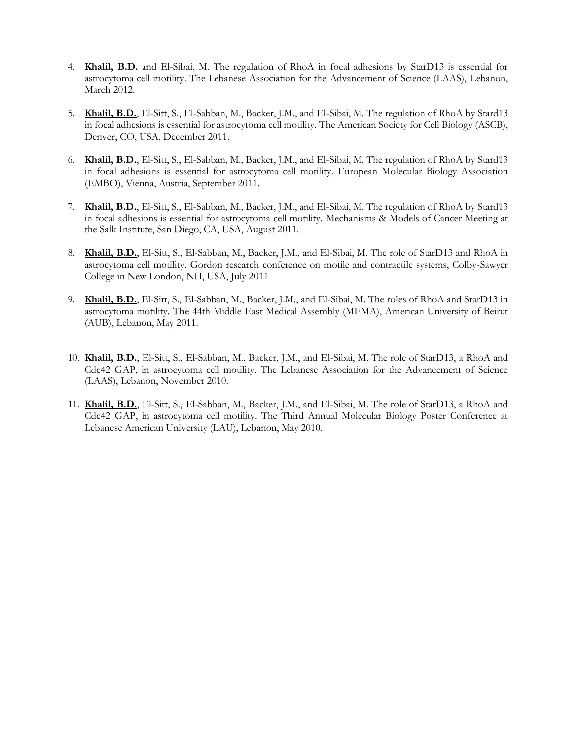4. **Khalil, B.D.** and El-Sibai, M. The regulation of RhoA in focal adhesions by StarD13 is essential for astrocytoma cell motility. The Lebanese Association for the Advancement of Science (LAAS), Lebanon, March 2012.

5. **Khalil, B.D.**, El-Sitt, S., El-Sabban, M., Backer, J.M., and El-Sibai, M. The regulation of RhoA by Stard13 in focal adhesions is essential for astrocytoma cell motility. The American Society for Cell Biology (ASCB), Denver, CO, USA, December 2011.

6. **Khalil, B.D.**, El-Sitt, S., El-Sabban, M., Backer, J.M., and El-Sibai, M. The regulation of RhoA by Stard13 in focal adhesions is essential for astrocytoma cell motility. European Molecular Biology Association (EMBO), Vienna, Austria, September 2011.

7. **Khalil, B.D.**, El-Sitt, S., El-Sabban, M., Backer, J.M., and El-Sibai, M. The regulation of RhoA by Stard13 in focal adhesions is essential for astrocytoma cell motility. Mechanisms & Models of Cancer Meeting at the Salk Institute, San Diego, CA, USA, August 2011.

8. **Khalil, B.D.**, El-Sitt, S., El-Sabban, M., Backer, J.M., and El-Sibai, M. The role of StarD13 and RhoA in astrocytoma cell motility. Gordon research conference on motile and contractile systems, Colby-Sawyer College in New London, NH, USA, July 2011

9. **Khalil, B.D.**, El-Sitt, S., El-Sabban, M., Backer, J.M., and El-Sibai, M. The roles of RhoA and StarD13 in astrocytoma motility. The 44th Middle East Medical Assembly (MEMA), American University of Beirut (AUB), Lebanon, May 2011.

10. **Khalil, B.D.**, El-Sitt, S., El-Sabban, M., Backer, J.M., and El-Sibai, M. The role of StarD13, a RhoA and Cdc42 GAP, in astrocytoma cell motility. The Lebanese Association for the Advancement of Science (LAAS), Lebanon, November 2010.

11. **Khalil, B.D.**, El-Sitt, S., El-Sabban, M., Backer, J.M., and El-Sibai, M. The role of StarD13, a RhoA and Cdc42 GAP, in astrocytoma cell motility. The Third Annual Molecular Biology Poster Conference at Lebanese American University (LAU), Lebanon, May 2010.